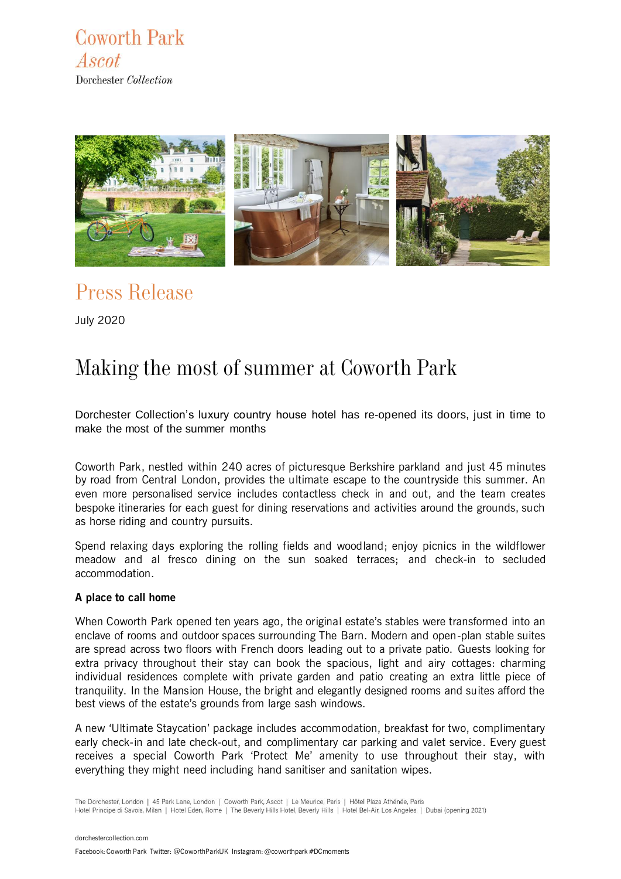Coworth Park
*Ascot*
Dorchester *Collection*

# Press Release

July 2020

## Making the most of summer at Coworth Park

Dorchester Collection's luxury country house hotel has re-opened its doors, just in time to make the most of the summer months

Coworth Park, nestled within 240 acres of picturesque Berkshire parkland and just 45 minutes by road from Central London, provides the ultimate escape to the countryside this summer. An even more personalised service includes contactless check in and out, and the team creates bespoke itineraries for each guest for dining reservations and activities around the grounds, such as horse riding and country pursuits.

Spend relaxing days exploring the rolling fields and woodland; enjoy picnics in the wildflower meadow and al fresco dining on the sun soaked terraces; and check-in to secluded accommodation.

**A place to call home**

When Coworth Park opened ten years ago, the original estate's stables were transformed into an enclave of rooms and outdoor spaces surrounding The Barn. Modern and open-plan stable suites are spread across two floors with French doors leading out to a private patio. Guests looking for extra privacy throughout their stay can book the spacious, light and airy cottages: charming individual residences complete with private garden and patio creating an extra little piece of tranquility. In the Mansion House, the bright and elegantly designed rooms and suites afford the best views of the estate's grounds from large sash windows.

A new 'Ultimate Staycation' package includes accommodation, breakfast for two, complimentary early check-in and late check-out, and complimentary car parking and valet service. Every guest receives a special Coworth Park 'Protect Me' amenity to use throughout their stay, with everything they might need including hand sanitiser and sanitation wipes.

The Dorchester, London | 45 Park Lane, London | Coworth Park, Ascot | Le Meurice, Paris | Hôtel Plaza Athénée, Paris
Hotel Principe di Savoia, Milan | Hotel Eden, Rome | The Beverly Hills Hotel, Beverly Hills | Hotel Bel-Air, Los Angeles | Dubai (opening 2021)

dorchestercollection.com

Facebook: Coworth Park Twitter: @CoworthParkUK Instagram: @coworthpark #DCmoments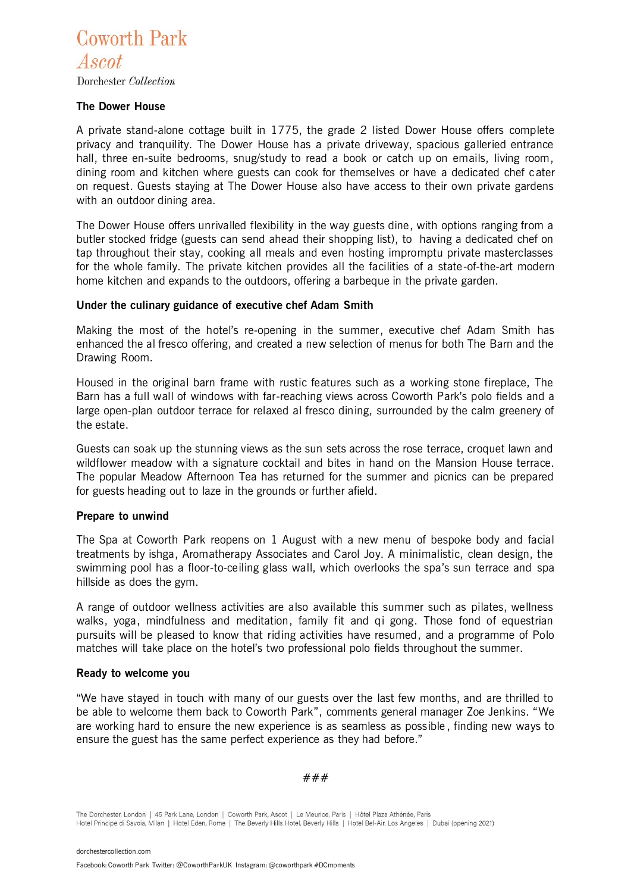### The Dower House

A private stand-alone cottage built in 1775, the grade 2 listed Dower House offers complete privacy and tranquility. The Dower House has a private driveway, spacious galleried entrance hall, three en-suite bedrooms, snug/study to read a book or catch up on emails, living room, dining room and kitchen where guests can cook for themselves or have a dedicated chef cater on request. Guests staying at The Dower House also have access to their own private gardens with an outdoor dining area.

The Dower House offers unrivalled flexibility in the way guests dine, with options ranging from a butler stocked fridge (guests can send ahead their shopping list), to having a dedicated chef on tap throughout their stay, cooking all meals and even hosting impromptu private masterclasses for the whole family. The private kitchen provides all the facilities of a state-of-the-art modern home kitchen and expands to the outdoors, offering a barbeque in the private garden.

### Under the culinary guidance of executive chef Adam Smith

Making the most of the hotel's re-opening in the summer, executive chef Adam Smith has enhanced the al fresco offering, and created a new selection of menus for both The Barn and the Drawing Room.

Housed in the original barn frame with rustic features such as a working stone fireplace, The Barn has a full wall of windows with far-reaching views across Coworth Park's polo fields and a large open-plan outdoor terrace for relaxed al fresco dining, surrounded by the calm greenery of the estate.

Guests can soak up the stunning views as the sun sets across the rose terrace, croquet lawn and wildflower meadow with a signature cocktail and bites in hand on the Mansion House terrace. The popular Meadow Afternoon Tea has returned for the summer and picnics can be prepared for guests heading out to laze in the grounds or further afield.

### Prepare to unwind

The Spa at Coworth Park reopens on 1 August with a new menu of bespoke body and facial treatments by ishga, Aromatherapy Associates and Carol Joy. A minimalistic, clean design, the swimming pool has a floor-to-ceiling glass wall, which overlooks the spa's sun terrace and spa hillside as does the gym.

A range of outdoor wellness activities are also available this summer such as pilates, wellness walks, yoga, mindfulness and meditation, family fit and qi gong. Those fond of equestrian pursuits will be pleased to know that riding activities have resumed, and a programme of Polo matches will take place on the hotel's two professional polo fields throughout the summer.

### Ready to welcome you

"We have stayed in touch with many of our guests over the last few months, and are thrilled to be able to welcome them back to Coworth Park", comments general manager Zoe Jenkins. "We are working hard to ensure the new experience is as seamless as possible, finding new ways to ensure the guest has the same perfect experience as they had before."

###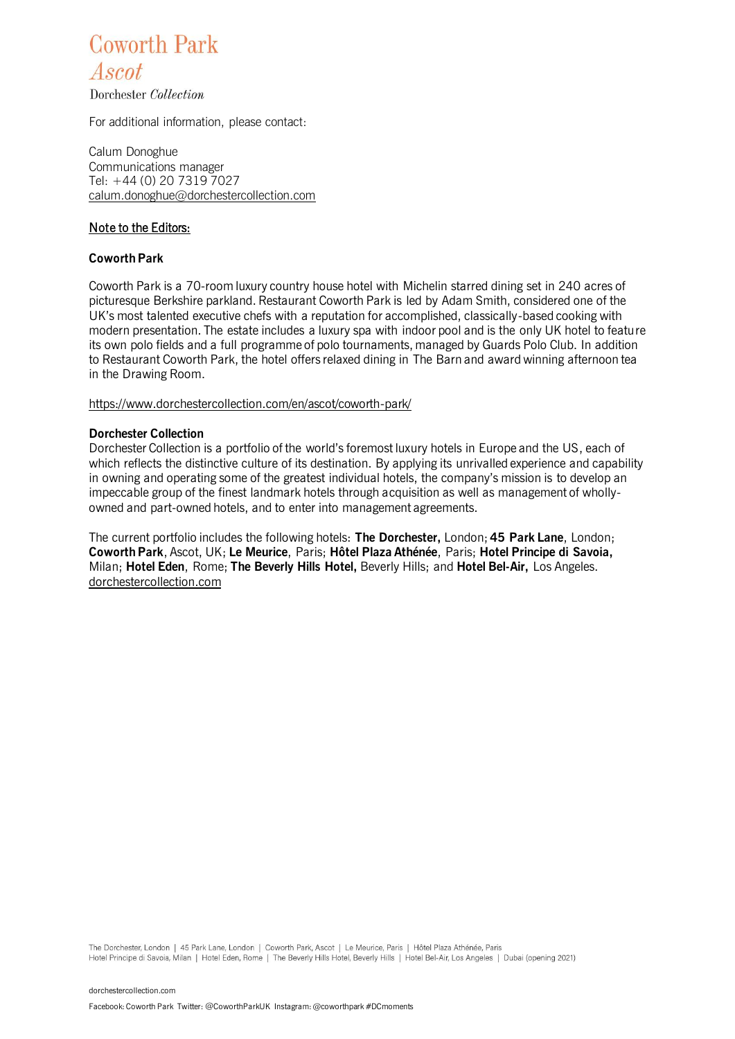Coworth Park
*Ascot*
Dorchester *Collection*

For additional information, please contact:

Calum Donoghue
Communications manager
Tel: +44 (0) 20 7319 7027
calum.donoghue@dorchestercollection.com

Note to the Editors:

**Coworth Park**

Coworth Park is a 70-room luxury country house hotel with Michelin starred dining set in 240 acres of picturesque Berkshire parkland. Restaurant Coworth Park is led by Adam Smith, considered one of the UK's most talented executive chefs with a reputation for accomplished, classically-based cooking with modern presentation. The estate includes a luxury spa with indoor pool and is the only UK hotel to feature its own polo fields and a full programme of polo tournaments, managed by Guards Polo Club. In addition to Restaurant Coworth Park, the hotel offers relaxed dining in The Barn and award winning afternoon tea in the Drawing Room.

https://www.dorchestercollection.com/en/ascot/coworth-park/

**Dorchester Collection**

Dorchester Collection is a portfolio of the world's foremost luxury hotels in Europe and the US, each of which reflects the distinctive culture of its destination. By applying its unrivalled experience and capability in owning and operating some of the greatest individual hotels, the company's mission is to develop an impeccable group of the finest landmark hotels through acquisition as well as management of wholly-owned and part-owned hotels, and to enter into management agreements.

The current portfolio includes the following hotels: **The Dorchester,** London; **45 Park Lane**, London; **Coworth Park**, Ascot, UK; **Le Meurice**, Paris; **Hôtel Plaza Athénée**, Paris; **Hotel Principe di Savoia,** Milan; **Hotel Eden**, Rome; **The Beverly Hills Hotel,** Beverly Hills; and **Hotel Bel-Air,** Los Angeles.
dorchestercollection.com

The Dorchester, London | 45 Park Lane, London | Coworth Park, Ascot | Le Meurice, Paris | Hôtel Plaza Athénée, Paris
Hotel Principe di Savoia, Milan | Hotel Eden, Rome | The Beverly Hills Hotel, Beverly Hills | Hotel Bel-Air, Los Angeles | Dubai (opening 2021)

dorchestercollection.com

Facebook: Coworth Park Twitter: @CoworthParkUK Instagram: @coworthpark #DCmoments